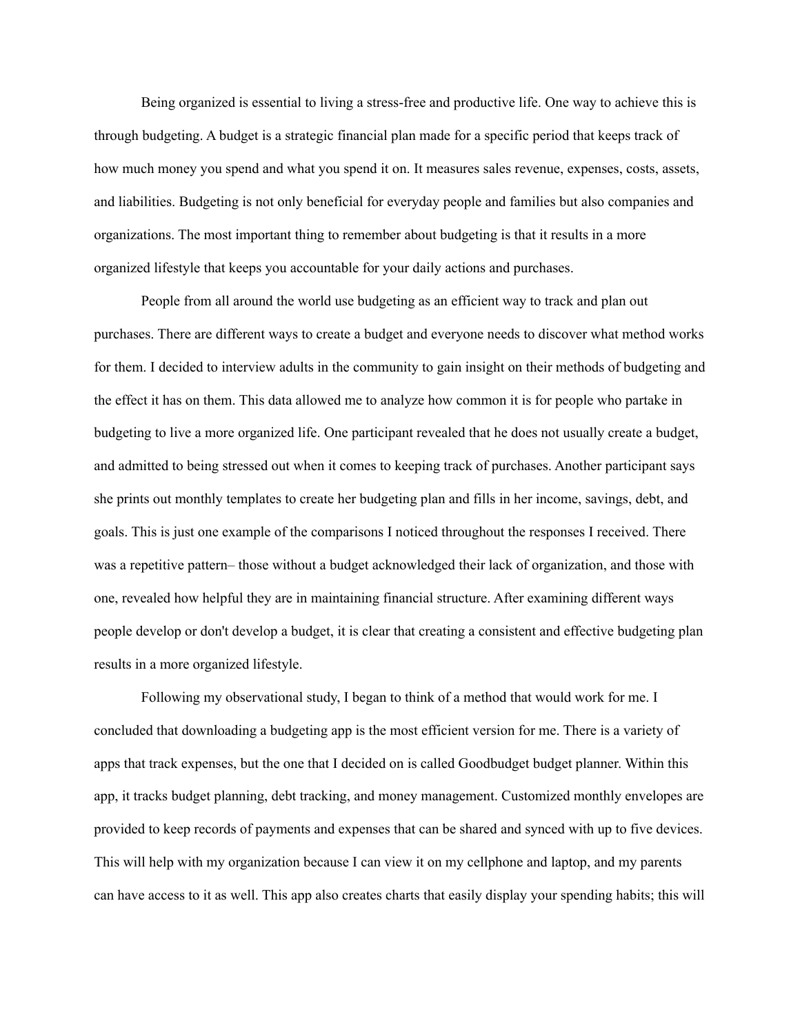Being organized is essential to living a stress-free and productive life. One way to achieve this is through budgeting. A budget is a strategic financial plan made for a specific period that keeps track of how much money you spend and what you spend it on. It measures sales revenue, expenses, costs, assets, and liabilities. Budgeting is not only beneficial for everyday people and families but also companies and organizations. The most important thing to remember about budgeting is that it results in a more organized lifestyle that keeps you accountable for your daily actions and purchases.

People from all around the world use budgeting as an efficient way to track and plan out purchases. There are different ways to create a budget and everyone needs to discover what method works for them. I decided to interview adults in the community to gain insight on their methods of budgeting and the effect it has on them. This data allowed me to analyze how common it is for people who partake in budgeting to live a more organized life. One participant revealed that he does not usually create a budget, and admitted to being stressed out when it comes to keeping track of purchases. Another participant says she prints out monthly templates to create her budgeting plan and fills in her income, savings, debt, and goals. This is just one example of the comparisons I noticed throughout the responses I received. There was a repetitive pattern– those without a budget acknowledged their lack of organization, and those with one, revealed how helpful they are in maintaining financial structure. After examining different ways people develop or don't develop a budget, it is clear that creating a consistent and effective budgeting plan results in a more organized lifestyle.

Following my observational study, I began to think of a method that would work for me. I concluded that downloading a budgeting app is the most efficient version for me. There is a variety of apps that track expenses, but the one that I decided on is called Goodbudget budget planner. Within this app, it tracks budget planning, debt tracking, and money management. Customized monthly envelopes are provided to keep records of payments and expenses that can be shared and synced with up to five devices. This will help with my organization because I can view it on my cellphone and laptop, and my parents can have access to it as well. This app also creates charts that easily display your spending habits; this will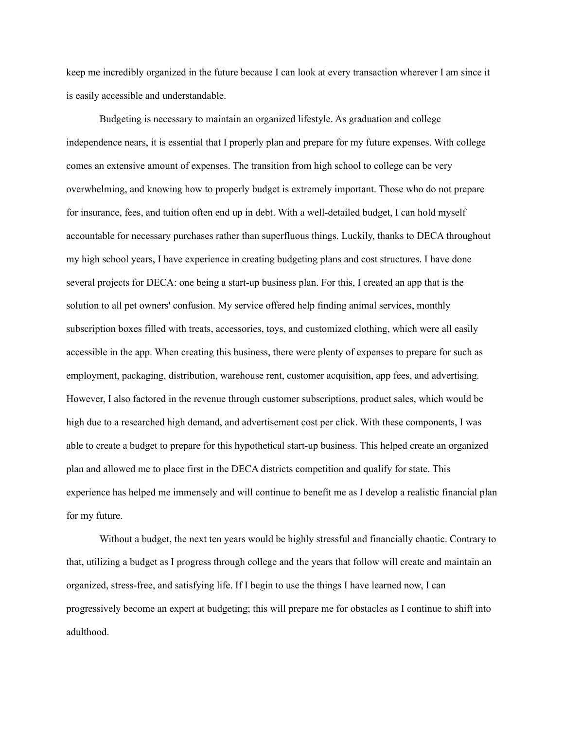keep me incredibly organized in the future because I can look at every transaction wherever I am since it is easily accessible and understandable.

Budgeting is necessary to maintain an organized lifestyle. As graduation and college independence nears, it is essential that I properly plan and prepare for my future expenses. With college comes an extensive amount of expenses. The transition from high school to college can be very overwhelming, and knowing how to properly budget is extremely important. Those who do not prepare for insurance, fees, and tuition often end up in debt. With a well-detailed budget, I can hold myself accountable for necessary purchases rather than superfluous things. Luckily, thanks to DECA throughout my high school years, I have experience in creating budgeting plans and cost structures. I have done several projects for DECA: one being a start-up business plan. For this, I created an app that is the solution to all pet owners' confusion. My service offered help finding animal services, monthly subscription boxes filled with treats, accessories, toys, and customized clothing, which were all easily accessible in the app. When creating this business, there were plenty of expenses to prepare for such as employment, packaging, distribution, warehouse rent, customer acquisition, app fees, and advertising. However, I also factored in the revenue through customer subscriptions, product sales, which would be high due to a researched high demand, and advertisement cost per click. With these components, I was able to create a budget to prepare for this hypothetical start-up business. This helped create an organized plan and allowed me to place first in the DECA districts competition and qualify for state. This experience has helped me immensely and will continue to benefit me as I develop a realistic financial plan for my future.

Without a budget, the next ten years would be highly stressful and financially chaotic. Contrary to that, utilizing a budget as I progress through college and the years that follow will create and maintain an organized, stress-free, and satisfying life. If I begin to use the things I have learned now, I can progressively become an expert at budgeting; this will prepare me for obstacles as I continue to shift into adulthood.